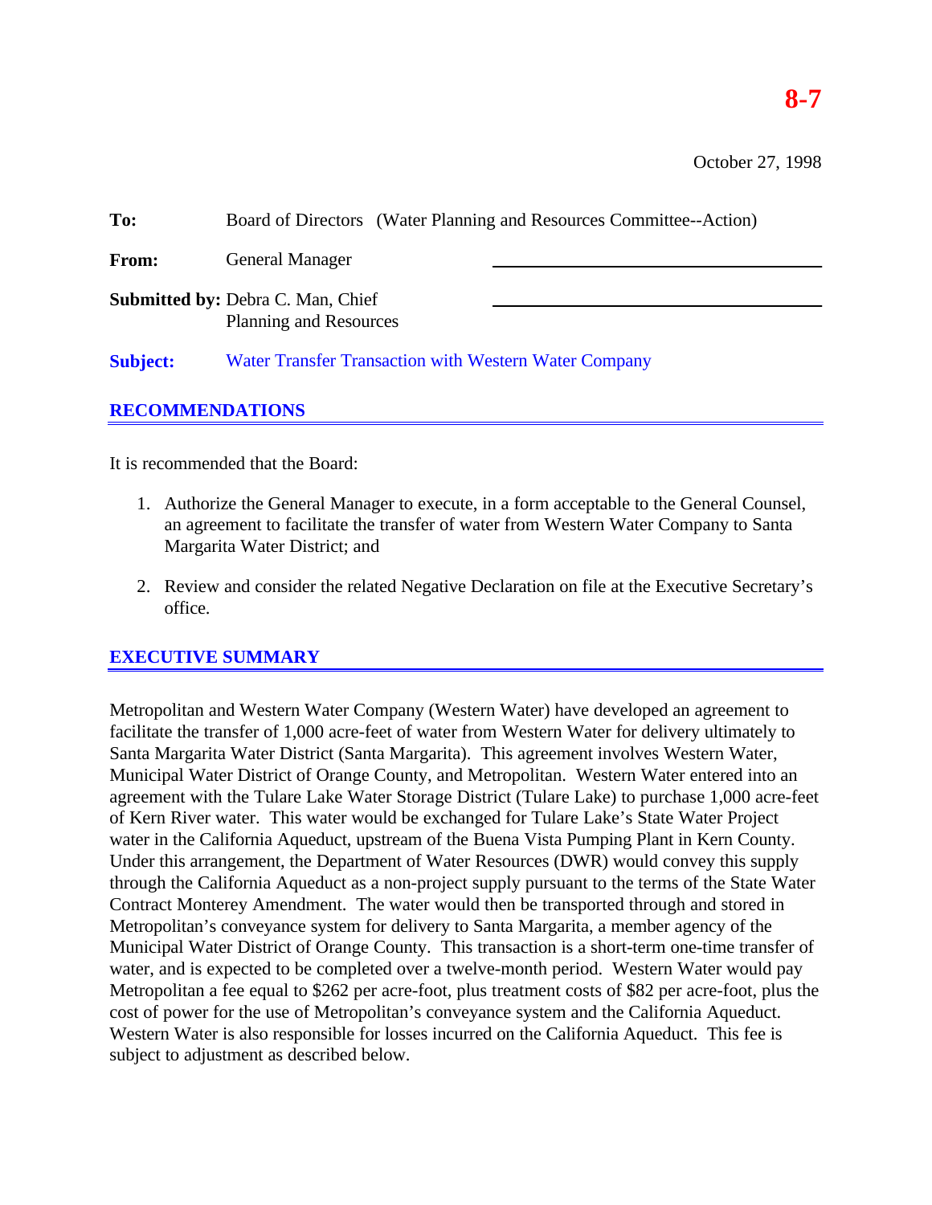**8-7**

October 27, 1998

**To:** Board of Directors (Water Planning and Resources Committee--Action)

**From:** General Manager

**Submitted by:** Debra C. Man, Chief
Planning and Resources

**Subject:** Water Transfer Transaction with Western Water Company

## RECOMMENDATIONS

It is recommended that the Board:

1. Authorize the General Manager to execute, in a form acceptable to the General Counsel, an agreement to facilitate the transfer of water from Western Water Company to Santa Margarita Water District; and
2. Review and consider the related Negative Declaration on file at the Executive Secretary's office.

## EXECUTIVE SUMMARY

Metropolitan and Western Water Company (Western Water) have developed an agreement to facilitate the transfer of 1,000 acre-feet of water from Western Water for delivery ultimately to Santa Margarita Water District (Santa Margarita). This agreement involves Western Water, Municipal Water District of Orange County, and Metropolitan. Western Water entered into an agreement with the Tulare Lake Water Storage District (Tulare Lake) to purchase 1,000 acre-feet of Kern River water. This water would be exchanged for Tulare Lake's State Water Project water in the California Aqueduct, upstream of the Buena Vista Pumping Plant in Kern County. Under this arrangement, the Department of Water Resources (DWR) would convey this supply through the California Aqueduct as a non-project supply pursuant to the terms of the State Water Contract Monterey Amendment. The water would then be transported through and stored in Metropolitan's conveyance system for delivery to Santa Margarita, a member agency of the Municipal Water District of Orange County. This transaction is a short-term one-time transfer of water, and is expected to be completed over a twelve-month period. Western Water would pay Metropolitan a fee equal to $262 per acre-foot, plus treatment costs of $82 per acre-foot, plus the cost of power for the use of Metropolitan's conveyance system and the California Aqueduct. Western Water is also responsible for losses incurred on the California Aqueduct. This fee is subject to adjustment as described below.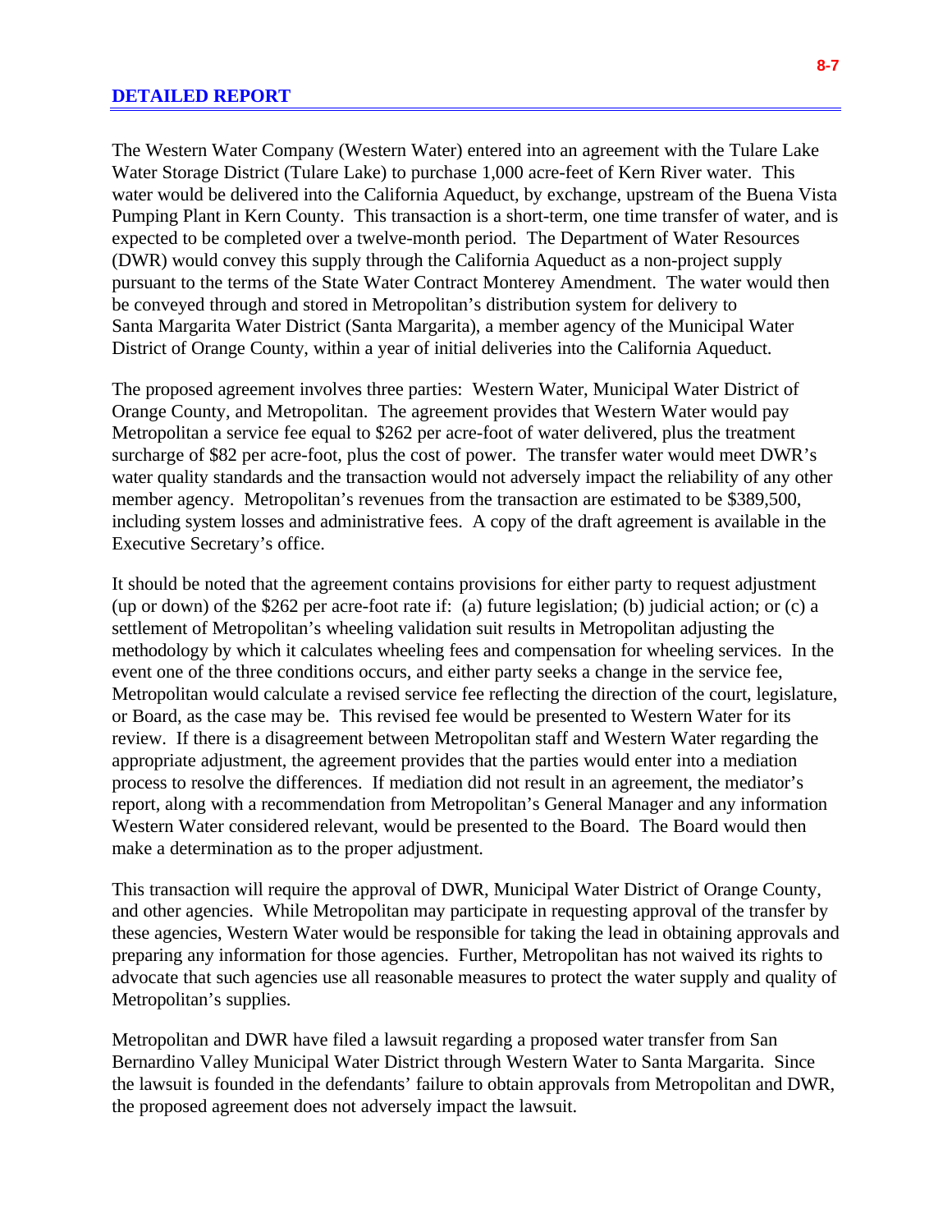## DETAILED REPORT

The Western Water Company (Western Water) entered into an agreement with the Tulare Lake Water Storage District (Tulare Lake) to purchase 1,000 acre-feet of Kern River water. This water would be delivered into the California Aqueduct, by exchange, upstream of the Buena Vista Pumping Plant in Kern County. This transaction is a short-term, one time transfer of water, and is expected to be completed over a twelve-month period. The Department of Water Resources (DWR) would convey this supply through the California Aqueduct as a non-project supply pursuant to the terms of the State Water Contract Monterey Amendment. The water would then be conveyed through and stored in Metropolitan's distribution system for delivery to Santa Margarita Water District (Santa Margarita), a member agency of the Municipal Water District of Orange County, within a year of initial deliveries into the California Aqueduct.

The proposed agreement involves three parties: Western Water, Municipal Water District of Orange County, and Metropolitan. The agreement provides that Western Water would pay Metropolitan a service fee equal to $262 per acre-foot of water delivered, plus the treatment surcharge of $82 per acre-foot, plus the cost of power. The transfer water would meet DWR's water quality standards and the transaction would not adversely impact the reliability of any other member agency. Metropolitan's revenues from the transaction are estimated to be $389,500, including system losses and administrative fees. A copy of the draft agreement is available in the Executive Secretary's office.

It should be noted that the agreement contains provisions for either party to request adjustment (up or down) of the $262 per acre-foot rate if: (a) future legislation; (b) judicial action; or (c) a settlement of Metropolitan's wheeling validation suit results in Metropolitan adjusting the methodology by which it calculates wheeling fees and compensation for wheeling services. In the event one of the three conditions occurs, and either party seeks a change in the service fee, Metropolitan would calculate a revised service fee reflecting the direction of the court, legislature, or Board, as the case may be. This revised fee would be presented to Western Water for its review. If there is a disagreement between Metropolitan staff and Western Water regarding the appropriate adjustment, the agreement provides that the parties would enter into a mediation process to resolve the differences. If mediation did not result in an agreement, the mediator's report, along with a recommendation from Metropolitan's General Manager and any information Western Water considered relevant, would be presented to the Board. The Board would then make a determination as to the proper adjustment.

This transaction will require the approval of DWR, Municipal Water District of Orange County, and other agencies. While Metropolitan may participate in requesting approval of the transfer by these agencies, Western Water would be responsible for taking the lead in obtaining approvals and preparing any information for those agencies. Further, Metropolitan has not waived its rights to advocate that such agencies use all reasonable measures to protect the water supply and quality of Metropolitan's supplies.

Metropolitan and DWR have filed a lawsuit regarding a proposed water transfer from San Bernardino Valley Municipal Water District through Western Water to Santa Margarita. Since the lawsuit is founded in the defendants' failure to obtain approvals from Metropolitan and DWR, the proposed agreement does not adversely impact the lawsuit.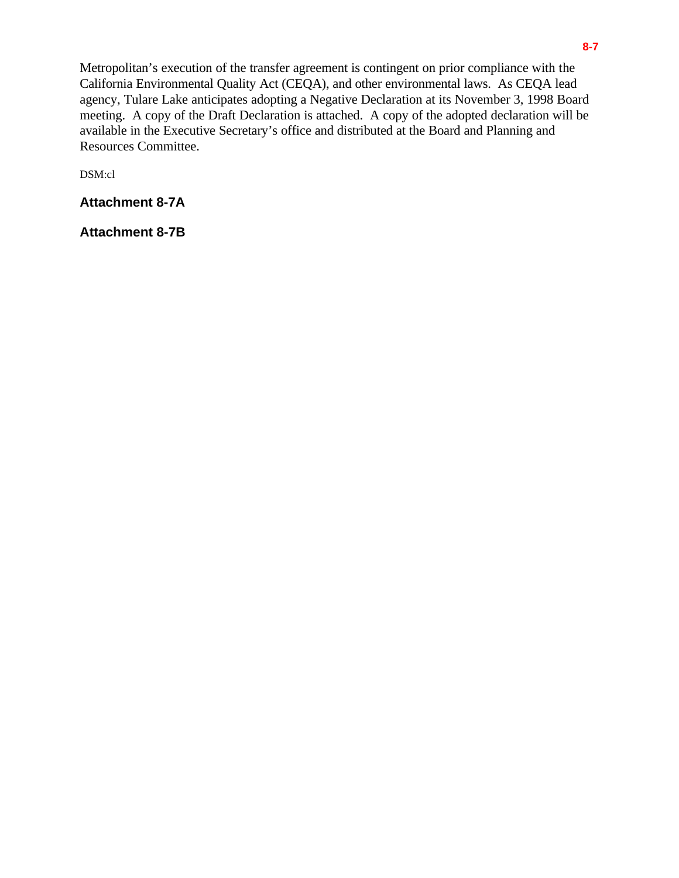Metropolitan's execution of the transfer agreement is contingent on prior compliance with the California Environmental Quality Act (CEQA), and other environmental laws. As CEQA lead agency, Tulare Lake anticipates adopting a Negative Declaration at its November 3, 1998 Board meeting. A copy of the Draft Declaration is attached. A copy of the adopted declaration will be available in the Executive Secretary's office and distributed at the Board and Planning and Resources Committee.

DSM:cl

**Attachment 8-7A**

**Attachment 8-7B**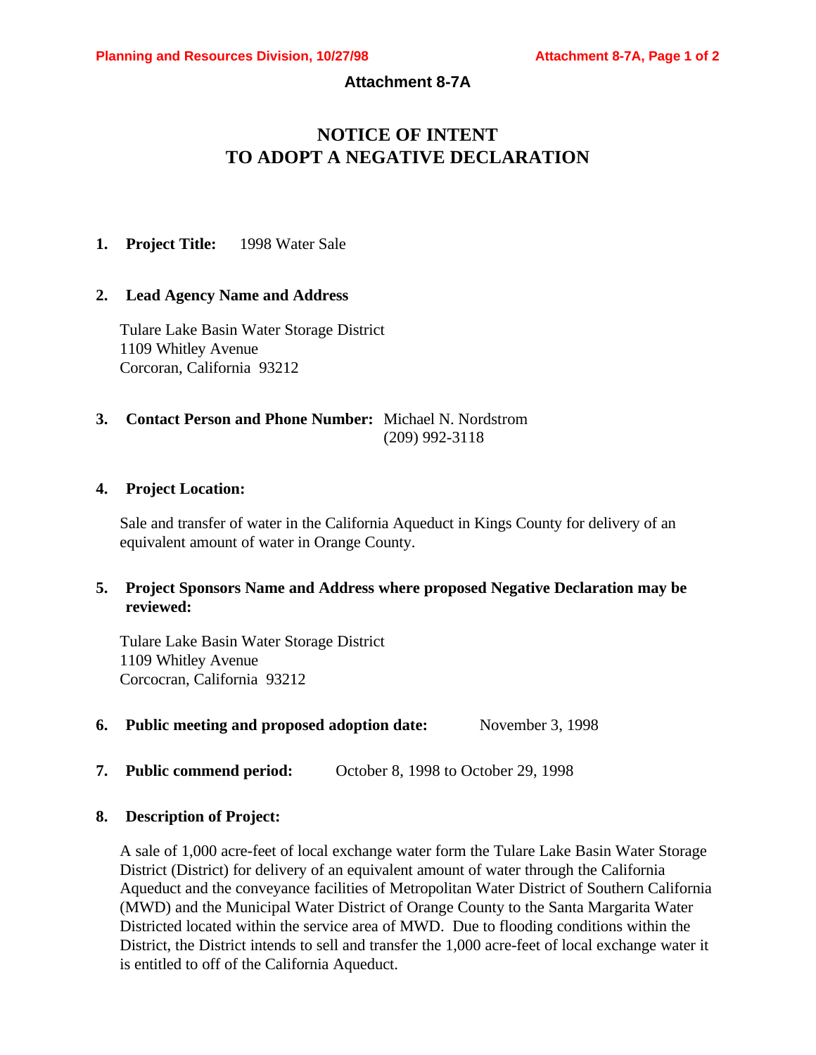**Attachment 8-7A**

# NOTICE OF INTENT
# TO ADOPT A NEGATIVE DECLARATION

1. **Project Title:** 1998 Water Sale

2. **Lead Agency Name and Address**

   Tulare Lake Basin Water Storage District
   1109 Whitley Avenue
   Corcoran, California 93212

3. **Contact Person and Phone Number:** Michael N. Nordstrom
   (209) 992-3118

4. **Project Location:**

   Sale and transfer of water in the California Aqueduct in Kings County for delivery of an equivalent amount of water in Orange County.

5. **Project Sponsors Name and Address where proposed Negative Declaration may be reviewed:**

   Tulare Lake Basin Water Storage District
   1109 Whitley Avenue
   Corcocran, California 93212

6. **Public meeting and proposed adoption date:** November 3, 1998

7. **Public commend period:** October 8, 1998 to October 29, 1998

8. **Description of Project:**

   A sale of 1,000 acre-feet of local exchange water form the Tulare Lake Basin Water Storage District (District) for delivery of an equivalent amount of water through the California Aqueduct and the conveyance facilities of Metropolitan Water District of Southern California (MWD) and the Municipal Water District of Orange County to the Santa Margarita Water Districted located within the service area of MWD. Due to flooding conditions within the District, the District intends to sell and transfer the 1,000 acre-feet of local exchange water it is entitled to off of the California Aqueduct.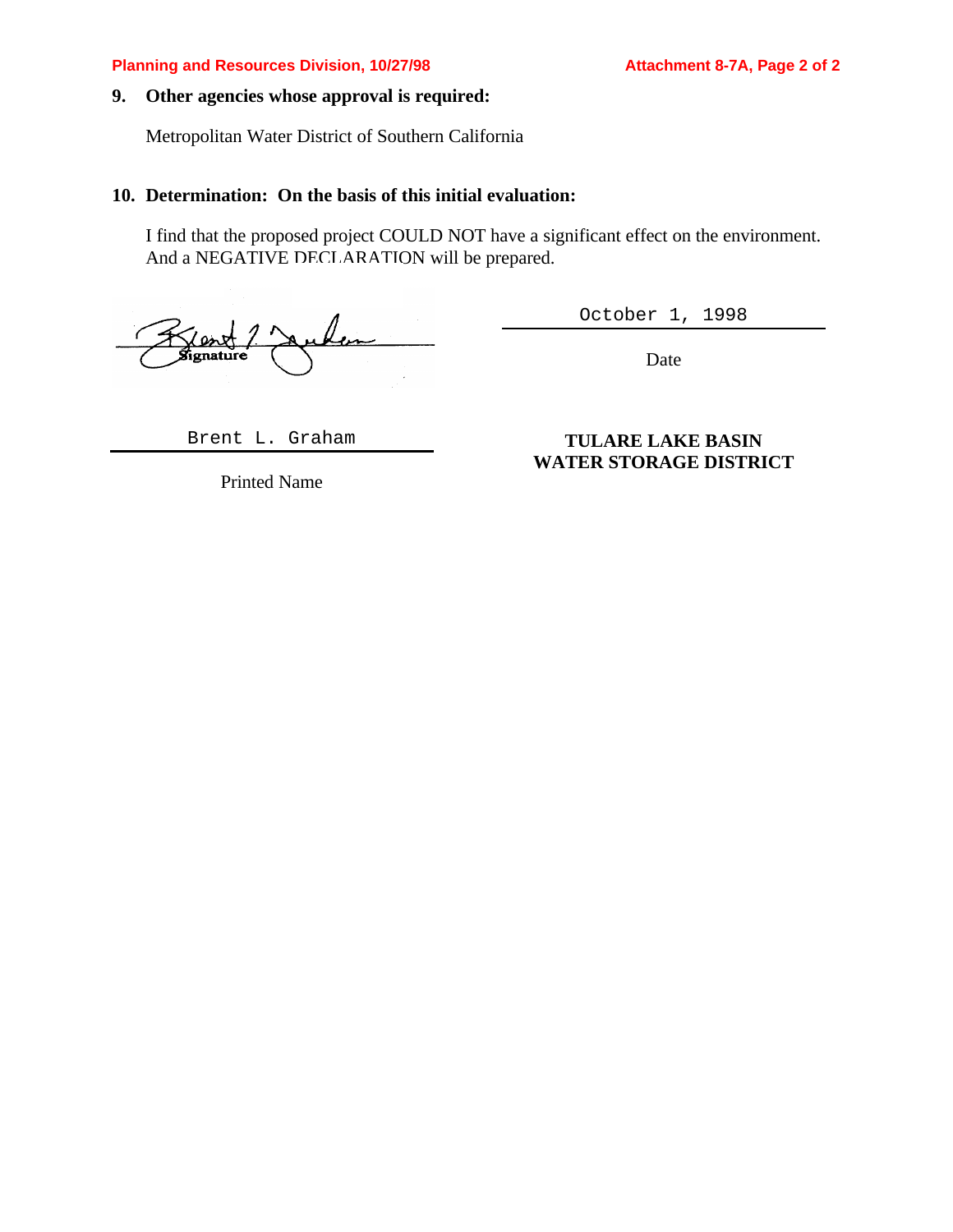**9. Other agencies whose approval is required:**

Metropolitan Water District of Southern California

**10. Determination: On the basis of this initial evaluation:**

I find that the proposed project COULD NOT have a significant effect on the environment. And a NEGATIVE DECLARATION will be prepared.

Signature

October 1, 1998

Date

Brent L. Graham

Printed Name

**TULARE LAKE BASIN WATER STORAGE DISTRICT**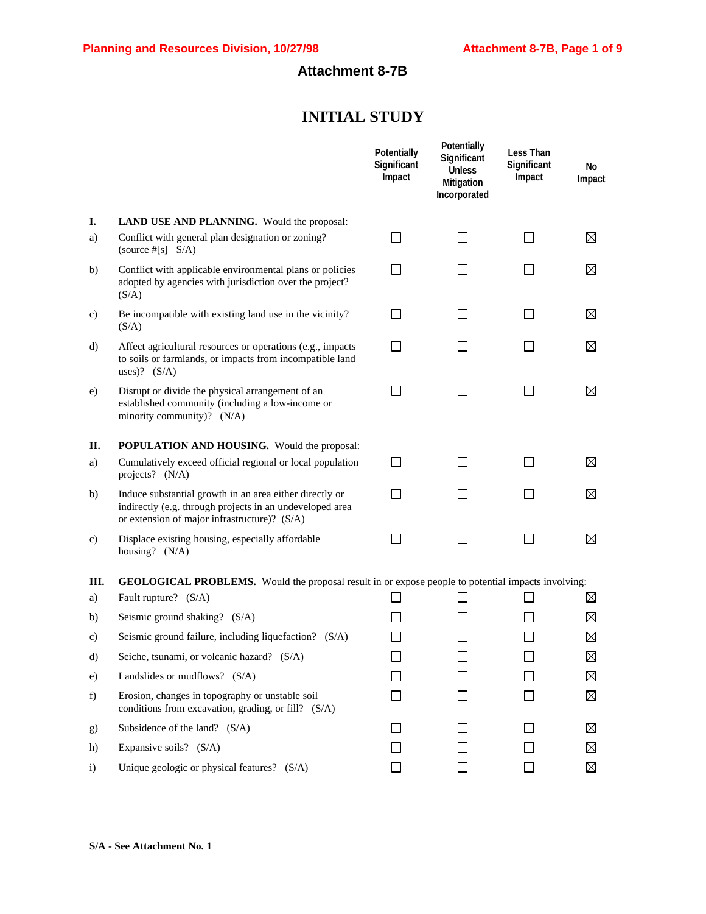# Attachment 8-7B

## INITIAL STUDY

| | | Potentially Significant Impact | Potentially Significant Unless Mitigation Incorporated | Less Than Significant Impact | No Impact |
|---|---|---|---|---|---|
| **I.** | **LAND USE AND PLANNING.** Would the proposal: | | | | |
| a) | Conflict with general plan designation or zoning? (source #[s] S/A) | ☐ | ☐ | ☐ | ☒ |
| b) | Conflict with applicable environmental plans or policies adopted by agencies with jurisdiction over the project? (S/A) | ☐ | ☐ | ☐ | ☒ |
| c) | Be incompatible with existing land use in the vicinity? (S/A) | ☐ | ☐ | ☐ | ☒ |
| d) | Affect agricultural resources or operations (e.g., impacts to soils or farmlands, or impacts from incompatible land uses)? (S/A) | ☐ | ☐ | ☐ | ☒ |
| e) | Disrupt or divide the physical arrangement of an established community (including a low-income or minority community)? (N/A) | ☐ | ☐ | ☐ | ☒ |
| **II.** | **POPULATION AND HOUSING.** Would the proposal: | | | | |
| a) | Cumulatively exceed official regional or local population projects? (N/A) | ☐ | ☐ | ☐ | ☒ |
| b) | Induce substantial growth in an area either directly or indirectly (e.g. through projects in an undeveloped area or extension of major infrastructure)? (S/A) | ☐ | ☐ | ☐ | ☒ |
| c) | Displace existing housing, especially affordable housing? (N/A) | ☐ | ☐ | ☐ | ☒ |
| **III.** | **GEOLOGICAL PROBLEMS.** Would the proposal result in or expose people to potential impacts involving: | | | | |
| a) | Fault rupture? (S/A) | ☐ | ☐ | ☐ | ☒ |
| b) | Seismic ground shaking? (S/A) | ☐ | ☐ | ☐ | ☒ |
| c) | Seismic ground failure, including liquefaction? (S/A) | ☐ | ☐ | ☐ | ☒ |
| d) | Seiche, tsunami, or volcanic hazard? (S/A) | ☐ | ☐ | ☐ | ☒ |
| e) | Landslides or mudflows? (S/A) | ☐ | ☐ | ☐ | ☒ |
| f) | Erosion, changes in topography or unstable soil conditions from excavation, grading, or fill? (S/A) | ☐ | ☐ | ☐ | ☒ |
| g) | Subsidence of the land? (S/A) | ☐ | ☐ | ☐ | ☒ |
| h) | Expansive soils? (S/A) | ☐ | ☐ | ☐ | ☒ |
| i) | Unique geologic or physical features? (S/A) | ☐ | ☐ | ☐ | ☒ |

**S/A - See Attachment No. 1**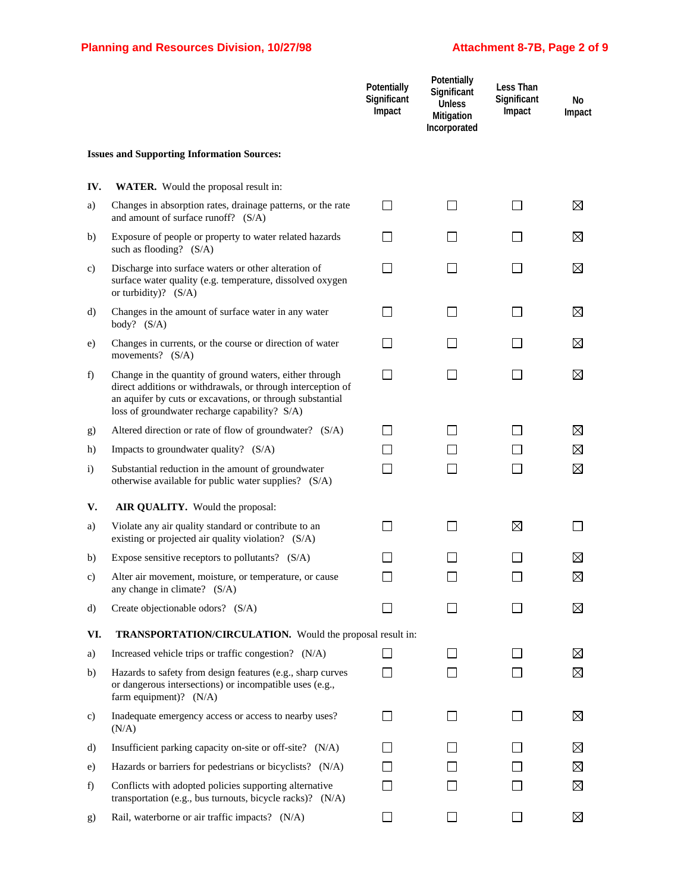| | Potentially Significant Impact | Potentially Significant Unless Mitigation Incorporated | Less Than Significant Impact | No Impact |
|---|---|---|---|---|
| **Issues and Supporting Information Sources:** | | | | |
| **IV. WATER.** Would the proposal result in: | | | | |
| a) Changes in absorption rates, drainage patterns, or the rate and amount of surface runoff? (S/A) | ☐ | ☐ | ☐ | ☒ |
| b) Exposure of people or property to water related hazards such as flooding? (S/A) | ☐ | ☐ | ☐ | ☒ |
| c) Discharge into surface waters or other alteration of surface water quality (e.g. temperature, dissolved oxygen or turbidity)? (S/A) | ☐ | ☐ | ☐ | ☒ |
| d) Changes in the amount of surface water in any water body? (S/A) | ☐ | ☐ | ☐ | ☒ |
| e) Changes in currents, or the course or direction of water movements? (S/A) | ☐ | ☐ | ☐ | ☒ |
| f) Change in the quantity of ground waters, either through direct additions or withdrawals, or through interception of an aquifer by cuts or excavations, or through substantial loss of groundwater recharge capability? S/A) | ☐ | ☐ | ☐ | ☒ |
| g) Altered direction or rate of flow of groundwater? (S/A) | ☐ | ☐ | ☐ | ☒ |
| h) Impacts to groundwater quality? (S/A) | ☐ | ☐ | ☐ | ☒ |
| i) Substantial reduction in the amount of groundwater otherwise available for public water supplies? (S/A) | ☐ | ☐ | ☐ | ☒ |
| **V. AIR QUALITY.** Would the proposal: | | | | |
| a) Violate any air quality standard or contribute to an existing or projected air quality violation? (S/A) | ☐ | ☐ | ☒ | ☐ |
| b) Expose sensitive receptors to pollutants? (S/A) | ☐ | ☐ | ☐ | ☒ |
| c) Alter air movement, moisture, or temperature, or cause any change in climate? (S/A) | ☐ | ☐ | ☐ | ☒ |
| d) Create objectionable odors? (S/A) | ☐ | ☐ | ☐ | ☒ |
| **VI. TRANSPORTATION/CIRCULATION.** Would the proposal result in: | | | | |
| a) Increased vehicle trips or traffic congestion? (N/A) | ☐ | ☐ | ☐ | ☒ |
| b) Hazards to safety from design features (e.g., sharp curves or dangerous intersections) or incompatible uses (e.g., farm equipment)? (N/A) | ☐ | ☐ | ☐ | ☒ |
| c) Inadequate emergency access or access to nearby uses? (N/A) | ☐ | ☐ | ☐ | ☒ |
| d) Insufficient parking capacity on-site or off-site? (N/A) | ☐ | ☐ | ☐ | ☒ |
| e) Hazards or barriers for pedestrians or bicyclists? (N/A) | ☐ | ☐ | ☐ | ☒ |
| f) Conflicts with adopted policies supporting alternative transportation (e.g., bus turnouts, bicycle racks)? (N/A) | ☐ | ☐ | ☐ | ☒ |
| g) Rail, waterborne or air traffic impacts? (N/A) | ☐ | ☐ | ☐ | ☒ |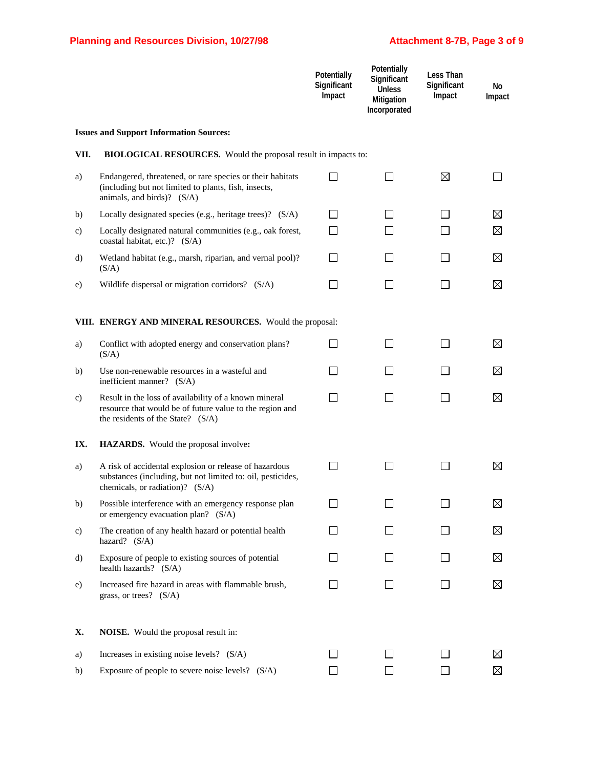| | Potentially Significant Impact | Potentially Significant Unless Mitigation Incorporated | Less Than Significant Impact | No Impact |
|---|---|---|---|---|
| **Issues and Support Information Sources:** | | | | |
| **VII. BIOLOGICAL RESOURCES.** Would the proposal result in impacts to: | | | | |
| a) Endangered, threatened, or rare species or their habitats (including but not limited to plants, fish, insects, animals, and birds)? (S/A) | ☐ | ☐ | ☒ | ☐ |
| b) Locally designated species (e.g., heritage trees)? (S/A) | ☐ | ☐ | ☐ | ☒ |
| c) Locally designated natural communities (e.g., oak forest, coastal habitat, etc.)? (S/A) | ☐ | ☐ | ☐ | ☒ |
| d) Wetland habitat (e.g., marsh, riparian, and vernal pool)? (S/A) | ☐ | ☐ | ☐ | ☒ |
| e) Wildlife dispersal or migration corridors? (S/A) | ☐ | ☐ | ☐ | ☒ |
| **VIII. ENERGY AND MINERAL RESOURCES.** Would the proposal: | | | | |
| a) Conflict with adopted energy and conservation plans? (S/A) | ☐ | ☐ | ☐ | ☒ |
| b) Use non-renewable resources in a wasteful and inefficient manner? (S/A) | ☐ | ☐ | ☐ | ☒ |
| c) Result in the loss of availability of a known mineral resource that would be of future value to the region and the residents of the State? (S/A) | ☐ | ☐ | ☐ | ☒ |
| **IX. HAZARDS.** Would the proposal involve**:** | | | | |
| a) A risk of accidental explosion or release of hazardous substances (including, but not limited to: oil, pesticides, chemicals, or radiation)? (S/A) | ☐ | ☐ | ☐ | ☒ |
| b) Possible interference with an emergency response plan or emergency evacuation plan? (S/A) | ☐ | ☐ | ☐ | ☒ |
| c) The creation of any health hazard or potential health hazard? (S/A) | ☐ | ☐ | ☐ | ☒ |
| d) Exposure of people to existing sources of potential health hazards? (S/A) | ☐ | ☐ | ☐ | ☒ |
| e) Increased fire hazard in areas with flammable brush, grass, or trees? (S/A) | ☐ | ☐ | ☐ | ☒ |
| **X. NOISE.** Would the proposal result in: | | | | |
| a) Increases in existing noise levels? (S/A) | ☐ | ☐ | ☐ | ☒ |
| b) Exposure of people to severe noise levels? (S/A) | ☐ | ☐ | ☐ | ☒ |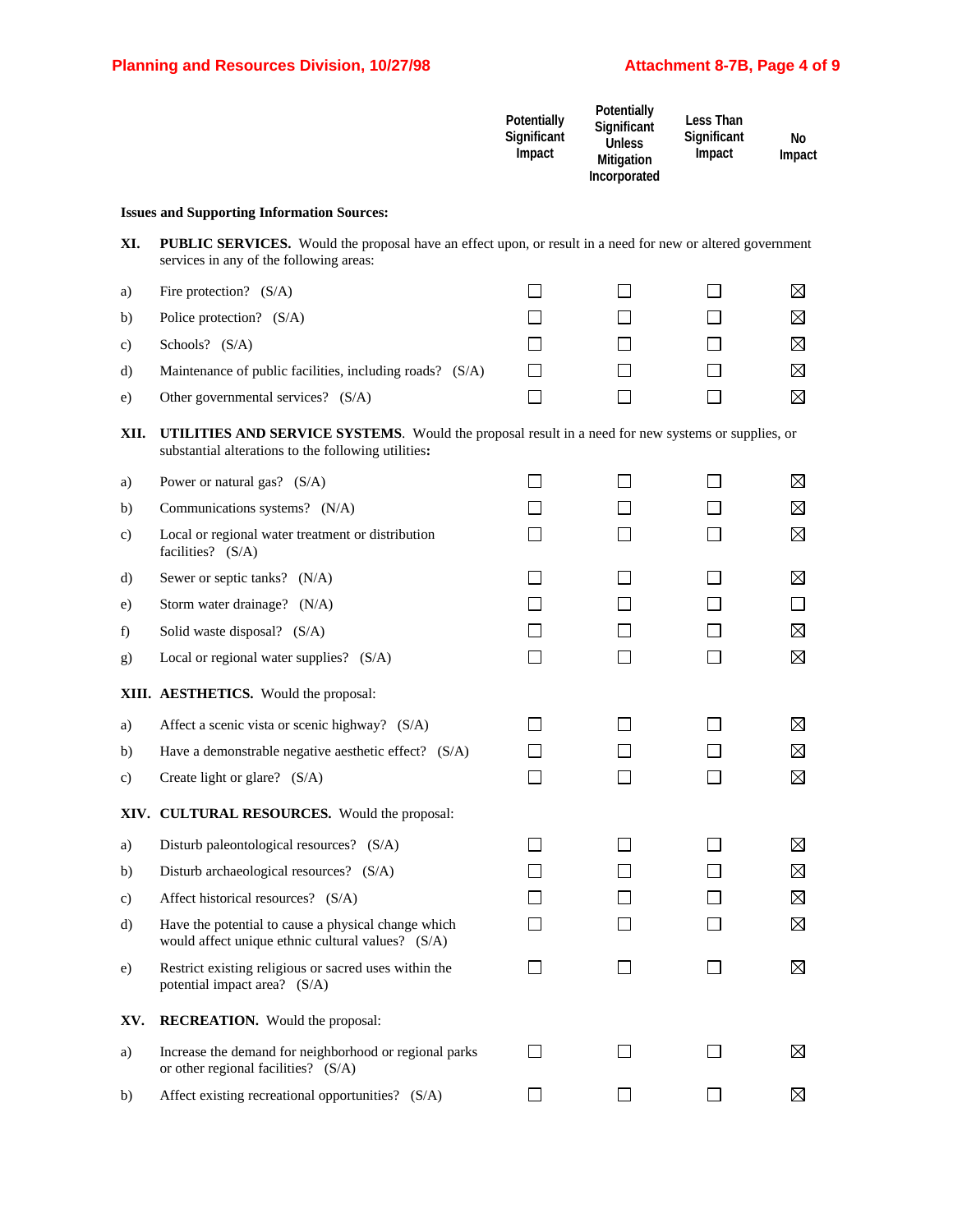| Issues and Supporting Information Sources: | Potentially Significant Impact | Potentially Significant Unless Mitigation Incorporated | Less Than Significant Impact | No Impact |
|---|---|---|---|---|
| **XI. PUBLIC SERVICES.** Would the proposal have an effect upon, or result in a need for new or altered government services in any of the following areas: | | | | |
| a) Fire protection? (S/A) | ☐ | ☐ | ☐ | ☒ |
| b) Police protection? (S/A) | ☐ | ☐ | ☐ | ☒ |
| c) Schools? (S/A) | ☐ | ☐ | ☐ | ☒ |
| d) Maintenance of public facilities, including roads? (S/A) | ☐ | ☐ | ☐ | ☒ |
| e) Other governmental services? (S/A) | ☐ | ☐ | ☐ | ☒ |
| **XII. UTILITIES AND SERVICE SYSTEMS**. Would the proposal result in a need for new systems or supplies, or substantial alterations to the following utilities**:** | | | | |
| a) Power or natural gas? (S/A) | ☐ | ☐ | ☐ | ☒ |
| b) Communications systems? (N/A) | ☐ | ☐ | ☐ | ☒ |
| c) Local or regional water treatment or distribution facilities? (S/A) | ☐ | ☐ | ☐ | ☒ |
| d) Sewer or septic tanks? (N/A) | ☐ | ☐ | ☐ | ☒ |
| e) Storm water drainage? (N/A) | ☐ | ☐ | ☐ | ☐ |
| f) Solid waste disposal? (S/A) | ☐ | ☐ | ☐ | ☒ |
| g) Local or regional water supplies? (S/A) | ☐ | ☐ | ☐ | ☒ |
| **XIII. AESTHETICS.** Would the proposal: | | | | |
| a) Affect a scenic vista or scenic highway? (S/A) | ☐ | ☐ | ☐ | ☒ |
| b) Have a demonstrable negative aesthetic effect? (S/A) | ☐ | ☐ | ☐ | ☒ |
| c) Create light or glare? (S/A) | ☐ | ☐ | ☐ | ☒ |
| **XIV. CULTURAL RESOURCES.** Would the proposal: | | | | |
| a) Disturb paleontological resources? (S/A) | ☐ | ☐ | ☐ | ☒ |
| b) Disturb archaeological resources? (S/A) | ☐ | ☐ | ☐ | ☒ |
| c) Affect historical resources? (S/A) | ☐ | ☐ | ☐ | ☒ |
| d) Have the potential to cause a physical change which would affect unique ethnic cultural values? (S/A) | ☐ | ☐ | ☐ | ☒ |
| e) Restrict existing religious or sacred uses within the potential impact area? (S/A) | ☐ | ☐ | ☐ | ☒ |
| **XV. RECREATION.** Would the proposal: | | | | |
| a) Increase the demand for neighborhood or regional parks or other regional facilities? (S/A) | ☐ | ☐ | ☐ | ☒ |
| b) Affect existing recreational opportunities? (S/A) | ☐ | ☐ | ☐ | ☒ |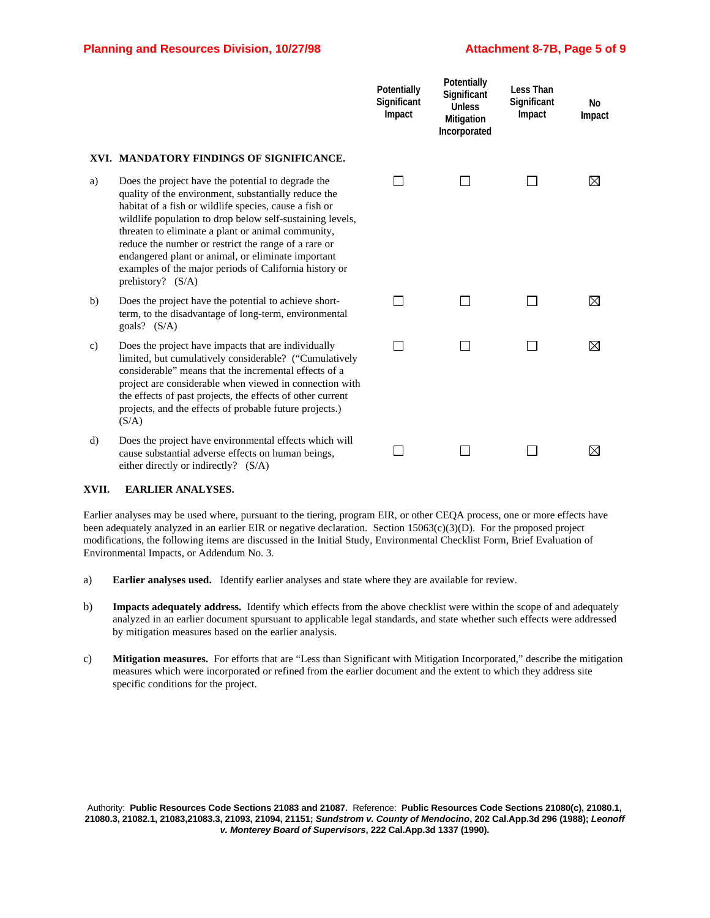| | Potentially Significant Impact | Potentially Significant Unless Mitigation Incorporated | Less Than Significant Impact | No Impact |
|---|---|---|---|---|
| **XVI. MANDATORY FINDINGS OF SIGNIFICANCE.** | | | | |
| a) Does the project have the potential to degrade the quality of the environment, substantially reduce the habitat of a fish or wildlife species, cause a fish or wildlife population to drop below self-sustaining levels, threaten to eliminate a plant or animal community, reduce the number or restrict the range of a rare or endangered plant or animal, or eliminate important examples of the major periods of California history or prehistory? (S/A) | ☐ | ☐ | ☐ | ☒ |
| b) Does the project have the potential to achieve short-term, to the disadvantage of long-term, environmental goals? (S/A) | ☐ | ☐ | ☐ | ☒ |
| c) Does the project have impacts that are individually limited, but cumulatively considerable? ("Cumulatively considerable" means that the incremental effects of a project are considerable when viewed in connection with the effects of past projects, the effects of other current projects, and the effects of probable future projects.) (S/A) | ☐ | ☐ | ☐ | ☒ |
| d) Does the project have environmental effects which will cause substantial adverse effects on human beings, either directly or indirectly? (S/A) | ☐ | ☐ | ☐ | ☒ |

**XVII. EARLIER ANALYSES.**

Earlier analyses may be used where, pursuant to the tiering, program EIR, or other CEQA process, one or more effects have been adequately analyzed in an earlier EIR or negative declaration. Section 15063(c)(3)(D). For the proposed project modifications, the following items are discussed in the Initial Study, Environmental Checklist Form, Brief Evaluation of Environmental Impacts, or Addendum No. 3.

a) **Earlier analyses used.** Identify earlier analyses and state where they are available for review.

b) **Impacts adequately address.** Identify which effects from the above checklist were within the scope of and adequately analyzed in an earlier document spursuant to applicable legal standards, and state whether such effects were addressed by mitigation measures based on the earlier analysis.

c) **Mitigation measures.** For efforts that are "Less than Significant with Mitigation Incorporated," describe the mitigation measures which were incorporated or refined from the earlier document and the extent to which they address site specific conditions for the project.

Authority: **Public Resources Code Sections 21083 and 21087.** Reference: **Public Resources Code Sections 21080(c), 21080.1, 21080.3, 21082.1, 21083,21083.3, 21093, 21094, 21151; *Sundstrom v. County of Mendocino*, 202 Cal.App.3d 296 (1988); *Leonoff v. Monterey Board of Supervisors*, 222 Cal.App.3d 1337 (1990).**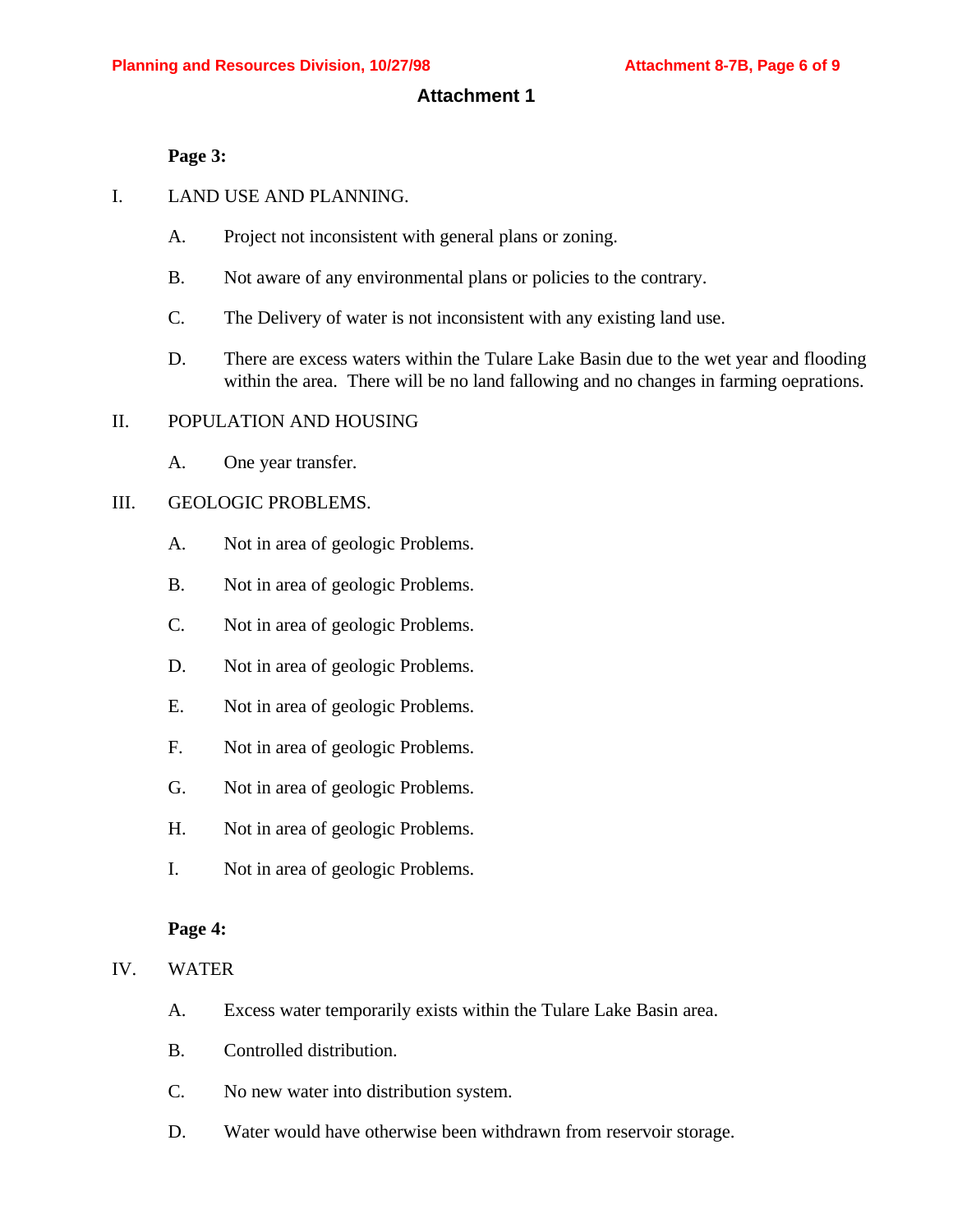# Attachment 1

**Page 3:**

I. LAND USE AND PLANNING.

   A. Project not inconsistent with general plans or zoning.

   B. Not aware of any environmental plans or policies to the contrary.

   C. The Delivery of water is not inconsistent with any existing land use.

   D. There are excess waters within the Tulare Lake Basin due to the wet year and flooding within the area. There will be no land fallowing and no changes in farming oeprations.

II. POPULATION AND HOUSING

   A. One year transfer.

III. GEOLOGIC PROBLEMS.

   A. Not in area of geologic Problems.

   B. Not in area of geologic Problems.

   C. Not in area of geologic Problems.

   D. Not in area of geologic Problems.

   E. Not in area of geologic Problems.

   F. Not in area of geologic Problems.

   G. Not in area of geologic Problems.

   H. Not in area of geologic Problems.

   I. Not in area of geologic Problems.

**Page 4:**

IV. WATER

   A. Excess water temporarily exists within the Tulare Lake Basin area.

   B. Controlled distribution.

   C. No new water into distribution system.

   D. Water would have otherwise been withdrawn from reservoir storage.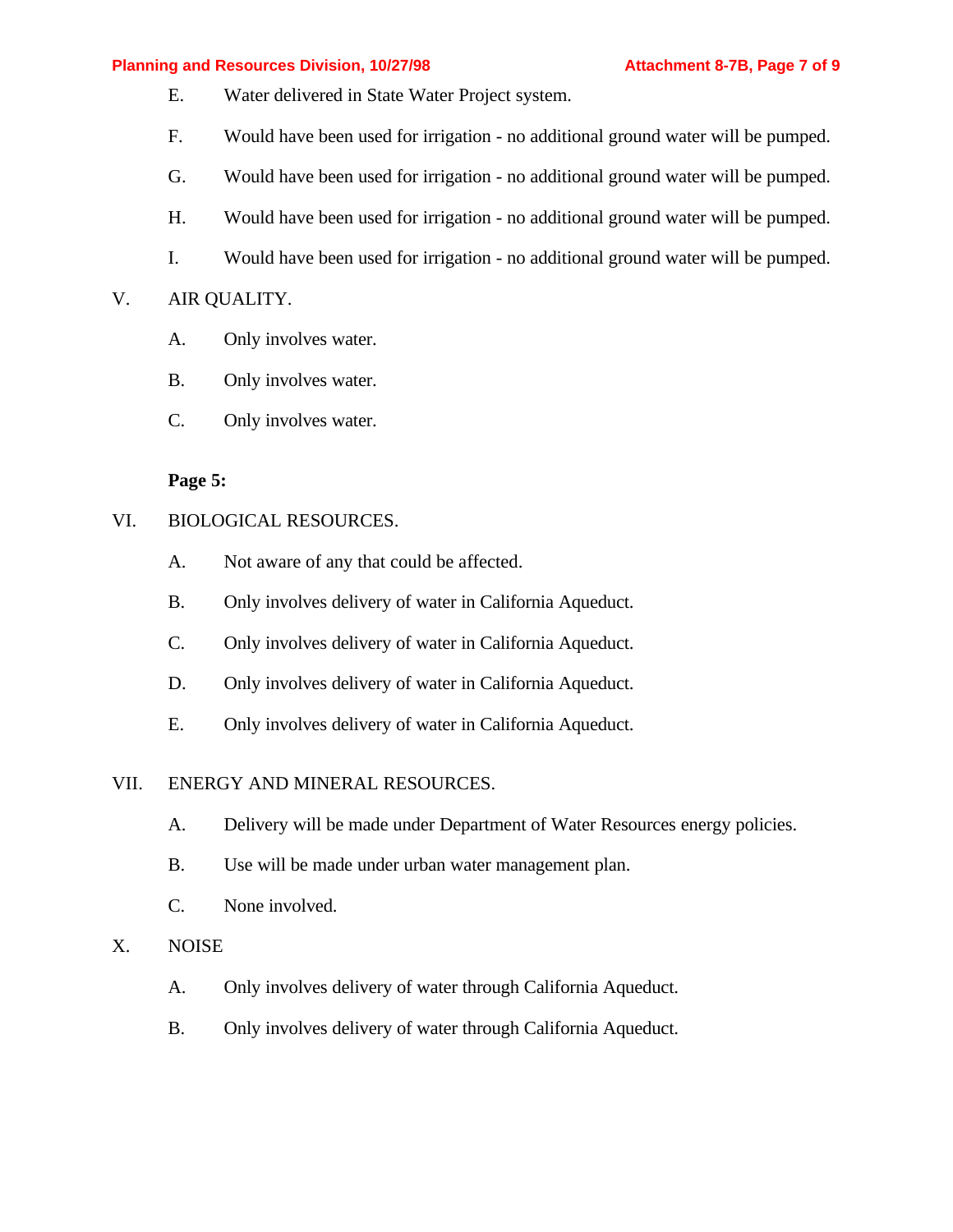E. Water delivered in State Water Project system.

F. Would have been used for irrigation - no additional ground water will be pumped.

G. Would have been used for irrigation - no additional ground water will be pumped.

H. Would have been used for irrigation - no additional ground water will be pumped.

I. Would have been used for irrigation - no additional ground water will be pumped.

V. AIR QUALITY.

A. Only involves water.

B. Only involves water.

C. Only involves water.

**Page 5:**

VI. BIOLOGICAL RESOURCES.

A. Not aware of any that could be affected.

B. Only involves delivery of water in California Aqueduct.

C. Only involves delivery of water in California Aqueduct.

D. Only involves delivery of water in California Aqueduct.

E. Only involves delivery of water in California Aqueduct.

VII. ENERGY AND MINERAL RESOURCES.

A. Delivery will be made under Department of Water Resources energy policies.

B. Use will be made under urban water management plan.

C. None involved.

X. NOISE

A. Only involves delivery of water through California Aqueduct.

B. Only involves delivery of water through California Aqueduct.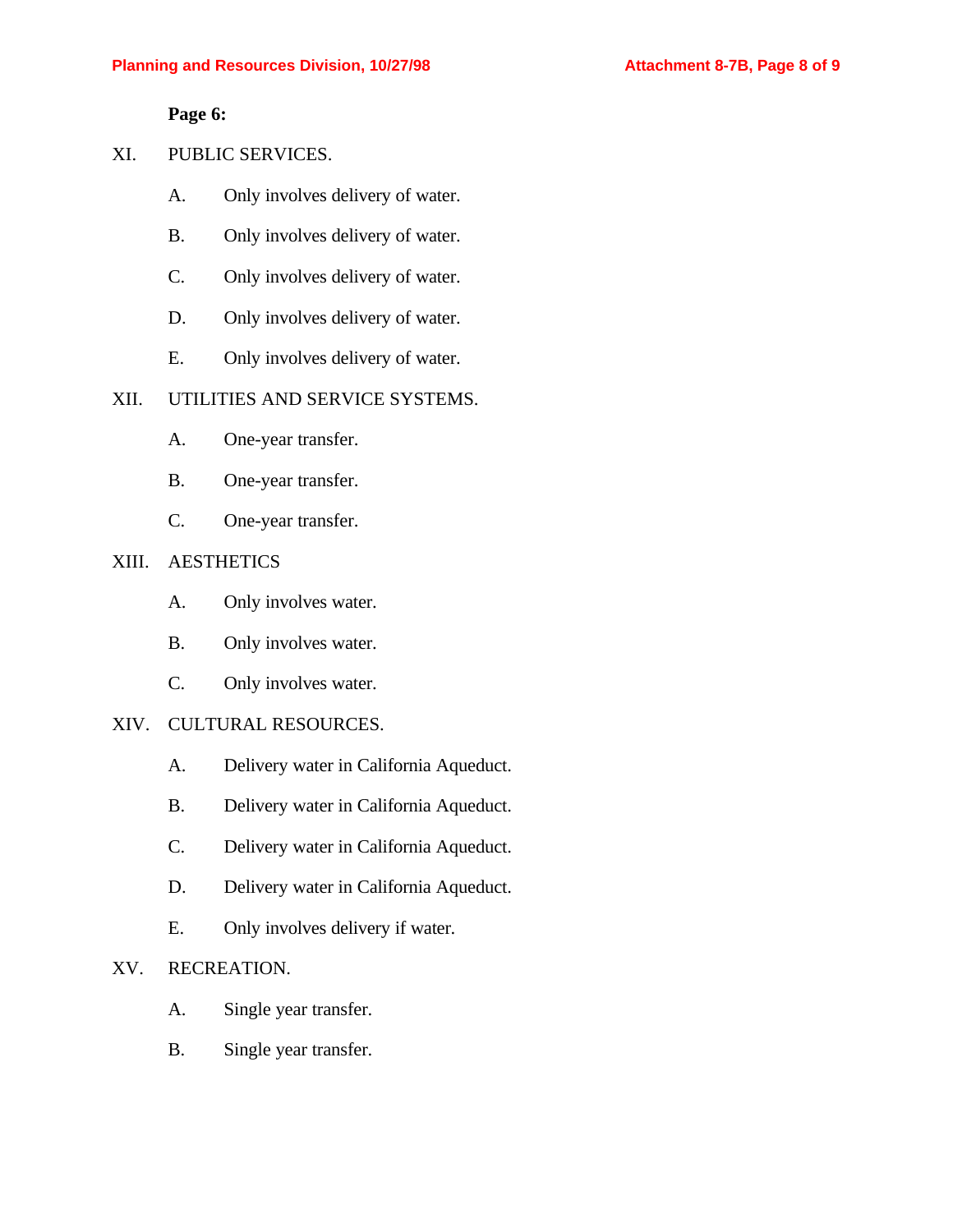**Page 6:**

XI. PUBLIC SERVICES.

A. Only involves delivery of water.

B. Only involves delivery of water.

C. Only involves delivery of water.

D. Only involves delivery of water.

E. Only involves delivery of water.

XII. UTILITIES AND SERVICE SYSTEMS.

A. One-year transfer.

B. One-year transfer.

C. One-year transfer.

XIII. AESTHETICS

A. Only involves water.

B. Only involves water.

C. Only involves water.

XIV. CULTURAL RESOURCES.

A. Delivery water in California Aqueduct.

B. Delivery water in California Aqueduct.

C. Delivery water in California Aqueduct.

D. Delivery water in California Aqueduct.

E. Only involves delivery if water.

XV. RECREATION.

A. Single year transfer.

B. Single year transfer.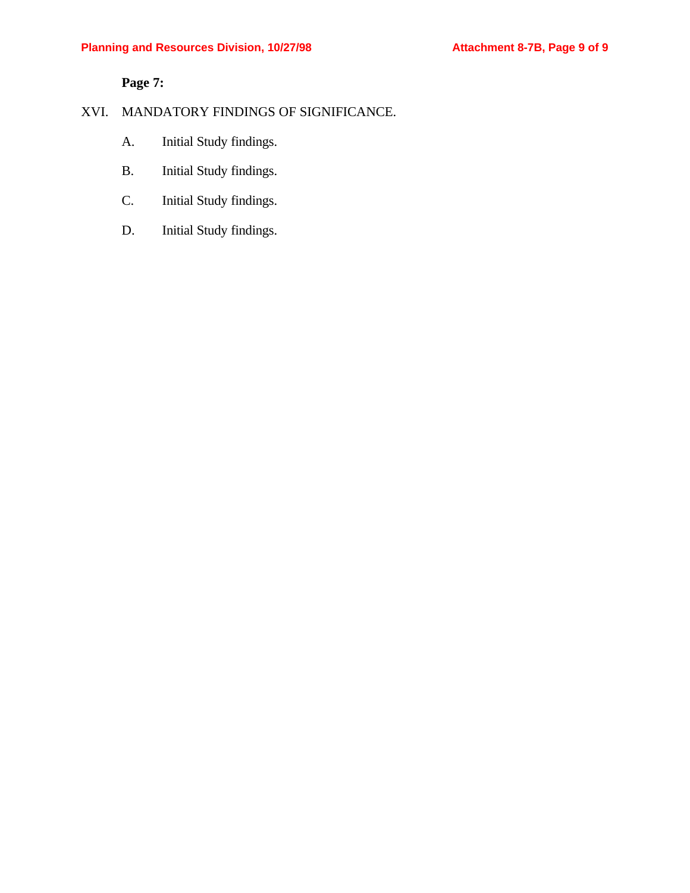**Page 7:**

XVI. MANDATORY FINDINGS OF SIGNIFICANCE.

A. Initial Study findings.

B. Initial Study findings.

C. Initial Study findings.

D. Initial Study findings.